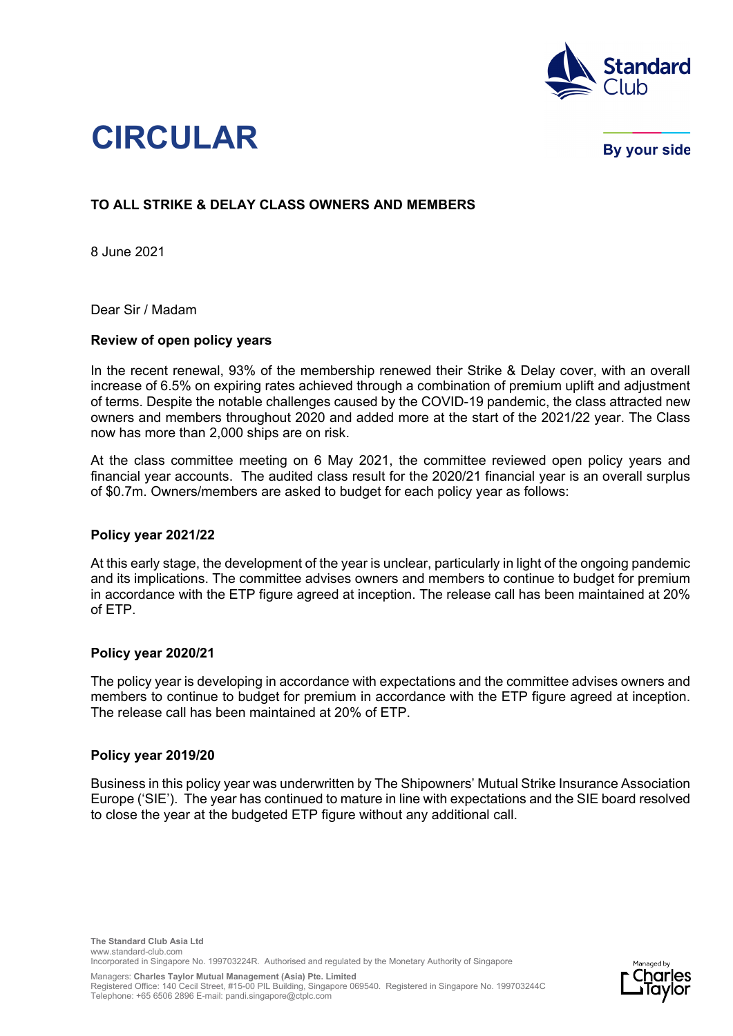# CIRCULAR

**TO ALL STRIKE & DELAY CLASS OWNERS AND MEMBERS**

8 June 2021

Dear Sir / Madam

**Review of open policy years**

In the recent renewal, 93% of the membership renewed their Strike & Delay cover, with an overall increase of 6.5% on expiring rates achieved through a combination of premium uplift and adjustment of terms. Despite the notable challenges caused by the COVID-19 pandemic, the class attracted new owners and members throughout 2020 and added more at the start of the 2021/22 year. The Class now has more than 2,000 ships are on risk.

At the class committee meeting on 6 May 2021, the committee reviewed open policy years and financial year accounts. The audited class result for the 2020/21 financial year is an overall surplus of $0.7m. Owners/members are asked to budget for each policy year as follows:

**Policy year 2021/22**

At this early stage, the development of the year is unclear, particularly in light of the ongoing pandemic and its implications. The committee advises owners and members to continue to budget for premium in accordance with the ETP figure agreed at inception. The release call has been maintained at 20% of ETP.

**Policy year 2020/21**

The policy year is developing in accordance with expectations and the committee advises owners and members to continue to budget for premium in accordance with the ETP figure agreed at inception. The release call has been maintained at 20% of ETP.

**Policy year 2019/20**

Business in this policy year was underwritten by The Shipowners' Mutual Strike Insurance Association Europe ('SIE'). The year has continued to mature in line with expectations and the SIE board resolved to close the year at the budgeted ETP figure without any additional call.

**The Standard Club Asia Ltd**
www.standard-club.com
Incorporated in Singapore No. 199703224R. Authorised and regulated by the Monetary Authority of Singapore

Managers: **Charles Taylor Mutual Management (Asia) Pte. Limited**
Registered Office: 140 Cecil Street, #15-00 PIL Building, Singapore 069540. Registered in Singapore No. 199703244C
Telephone: +65 6506 2896 E-mail: pandi.singapore@ctplc.com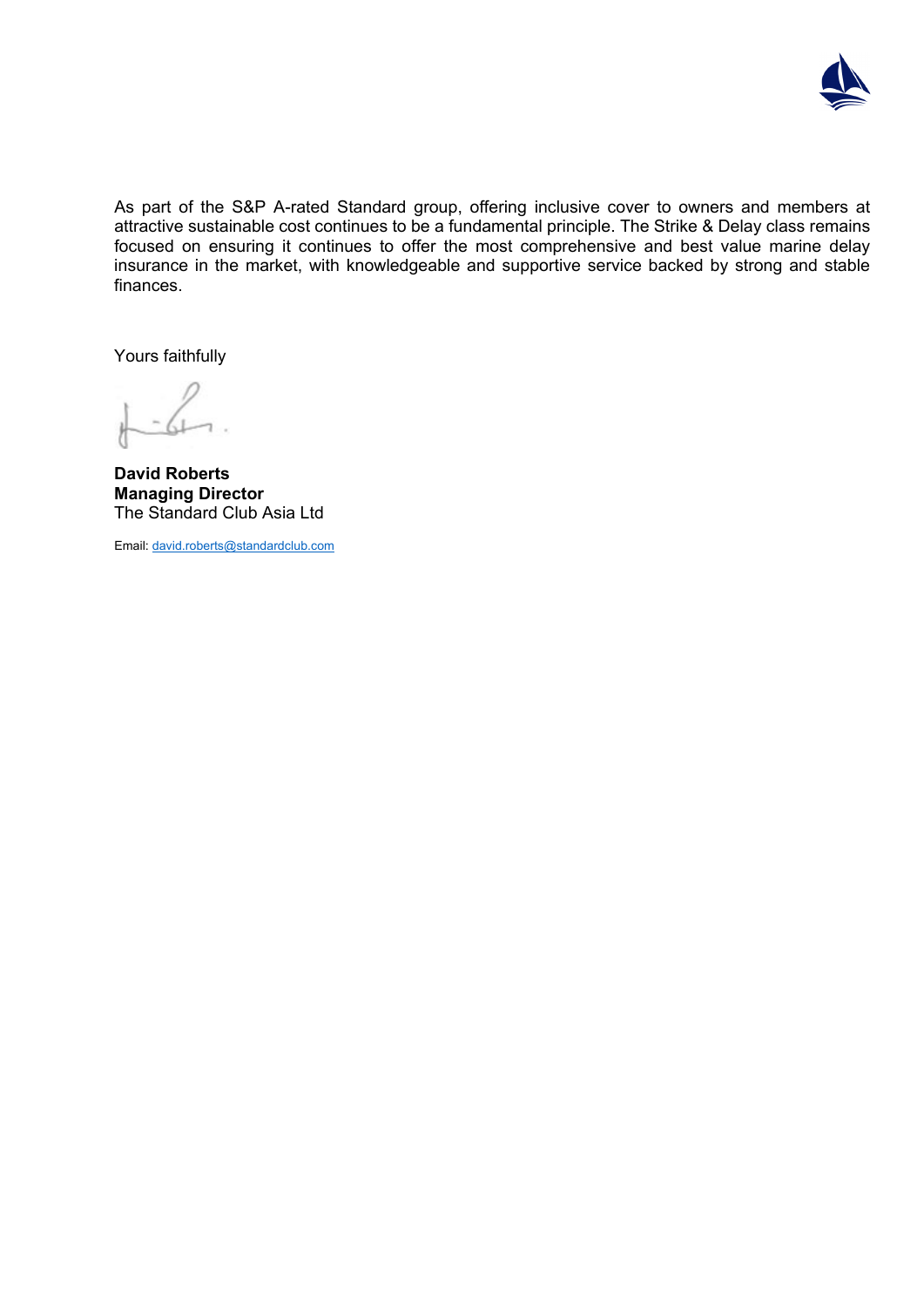As part of the S&P A-rated Standard group, offering inclusive cover to owners and members at attractive sustainable cost continues to be a fundamental principle. The Strike & Delay class remains focused on ensuring it continues to offer the most comprehensive and best value marine delay insurance in the market, with knowledgeable and supportive service backed by strong and stable finances.

Yours faithfully

**David Roberts**
**Managing Director**
The Standard Club Asia Ltd

Email: david.roberts@standardclub.com